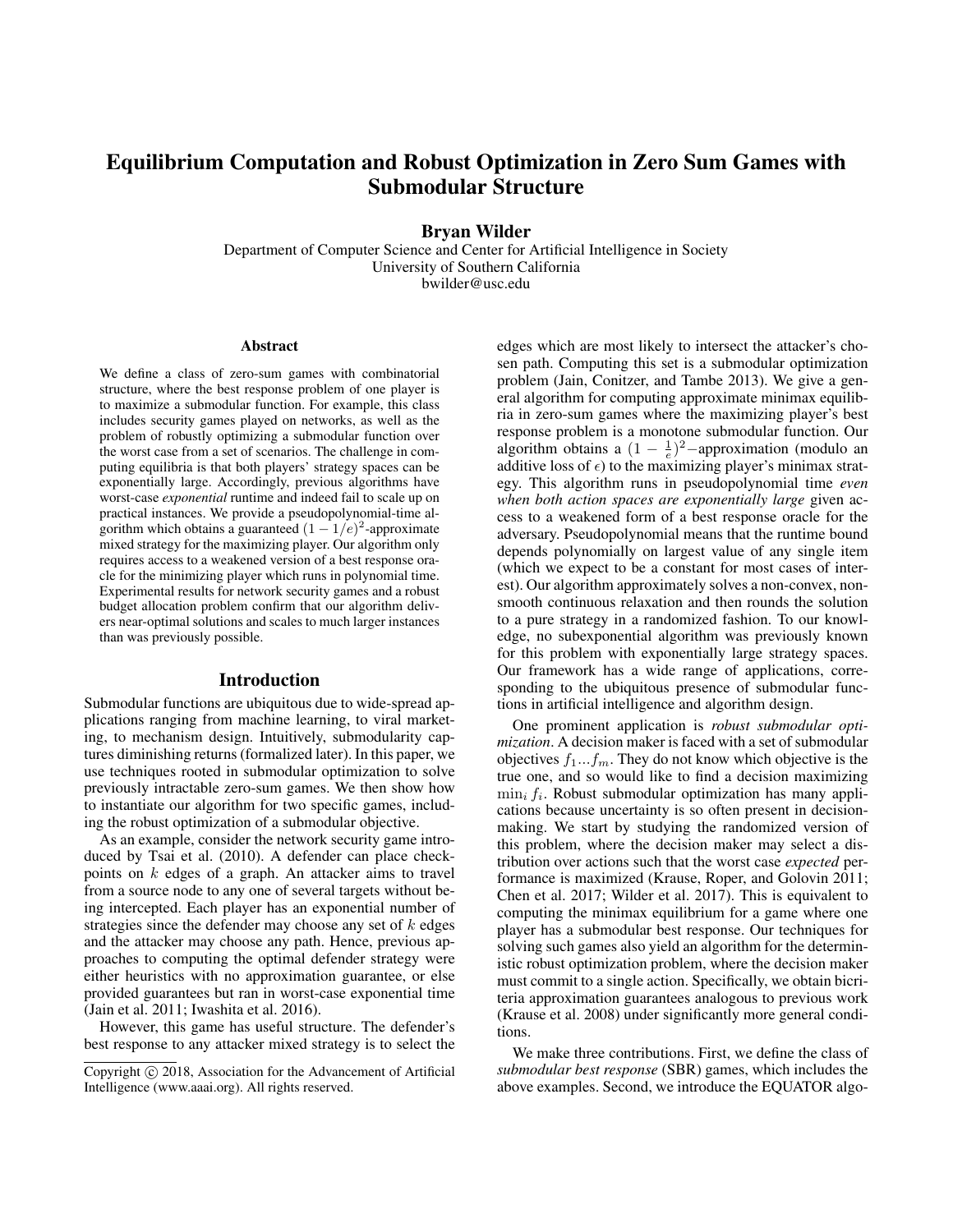# Equilibrium Computation and Robust Optimization in Zero Sum Games with Submodular Structure

**Bryan Wilder**

Department of Computer Science and Center for Artificial Intelligence in Society
University of Southern California
bwilder@usc.edu

## Abstract

We define a class of zero-sum games with combinatorial structure, where the best response problem of one player is to maximize a submodular function. For example, this class includes security games played on networks, as well as the problem of robustly optimizing a submodular function over the worst case from a set of scenarios. The challenge in computing equilibria is that both players' strategy spaces can be exponentially large. Accordingly, previous algorithms have worst-case *exponential* runtime and indeed fail to scale up on practical instances. We provide a pseudopolynomial-time algorithm which obtains a guaranteed $(1-1/e)^2$-approximate mixed strategy for the maximizing player. Our algorithm only requires access to a weakened version of a best response oracle for the minimizing player which runs in polynomial time. Experimental results for network security games and a robust budget allocation problem confirm that our algorithm delivers near-optimal solutions and scales to much larger instances than was previously possible.

## Introduction

Submodular functions are ubiquitous due to wide-spread applications ranging from machine learning, to viral marketing, to mechanism design. Intuitively, submodularity captures diminishing returns (formalized later). In this paper, we use techniques rooted in submodular optimization to solve previously intractable zero-sum games. We then show how to instantiate our algorithm for two specific games, including the robust optimization of a submodular objective.

As an example, consider the network security game introduced by Tsai et al. (2010). A defender can place checkpoints on $k$ edges of a graph. An attacker aims to travel from a source node to any one of several targets without being intercepted. Each player has an exponential number of strategies since the defender may choose any set of $k$ edges and the attacker may choose any path. Hence, previous approaches to computing the optimal defender strategy were either heuristics with no approximation guarantee, or else provided guarantees but ran in worst-case exponential time (Jain et al. 2011; Iwashita et al. 2016).

However, this game has useful structure. The defender's best response to any attacker mixed strategy is to select the edges which are most likely to intersect the attacker's chosen path. Computing this set is a submodular optimization problem (Jain, Conitzer, and Tambe 2013). We give a general algorithm for computing approximate minimax equilibria in zero-sum games where the maximizing player's best response problem is a monotone submodular function. Our algorithm obtains a $(1-\frac{1}{e})^2$−approximation (modulo an additive loss of $\epsilon$) to the maximizing player's minimax strategy. This algorithm runs in pseudopolynomial time *even when both action spaces are exponentially large* given access to a weakened form of a best response oracle for the adversary. Pseudopolynomial means that the runtime bound depends polynomially on largest value of any single item (which we expect to be a constant for most cases of interest). Our algorithm approximately solves a non-convex, non-smooth continuous relaxation and then rounds the solution to a pure strategy in a randomized fashion. To our knowledge, no subexponential algorithm was previously known for this problem with exponentially large strategy spaces. Our framework has a wide range of applications, corresponding to the ubiquitous presence of submodular functions in artificial intelligence and algorithm design.

One prominent application is *robust submodular optimization*. A decision maker is faced with a set of submodular objectives $f_1...f_m$. They do not know which objective is the true one, and so would like to find a decision maximizing $\min_i f_i$. Robust submodular optimization has many applications because uncertainty is so often present in decision-making. We start by studying the randomized version of this problem, where the decision maker may select a distribution over actions such that the worst case *expected* performance is maximized (Krause, Roper, and Golovin 2011; Chen et al. 2017; Wilder et al. 2017). This is equivalent to computing the minimax equilibrium for a game where one player has a submodular best response. Our techniques for solving such games also yield an algorithm for the deterministic robust optimization problem, where the decision maker must commit to a single action. Specifically, we obtain bicriteria approximation guarantees analogous to previous work (Krause et al. 2008) under significantly more general conditions.

We make three contributions. First, we define the class of *submodular best response* (SBR) games, which includes the above examples. Second, we introduce the EQUATOR algo-

Copyright © 2018, Association for the Advancement of Artificial Intelligence (www.aaai.org). All rights reserved.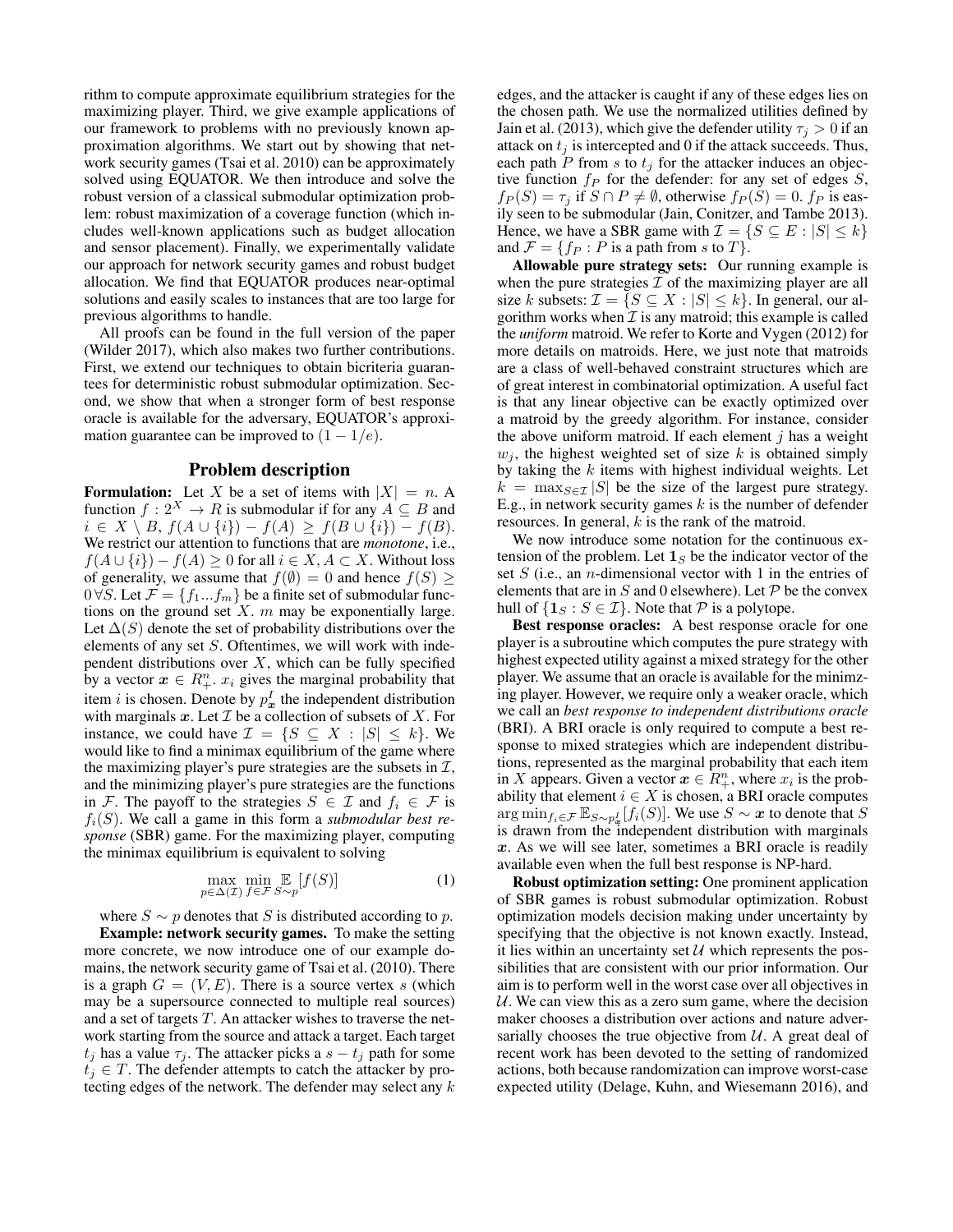rithm to compute approximate equilibrium strategies for the maximizing player. Third, we give example applications of our framework to problems with no previously known approximation algorithms. We start out by showing that network security games (Tsai et al. 2010) can be approximately solved using EQUATOR. We then introduce and solve the robust version of a classical submodular optimization problem: robust maximization of a coverage function (which includes well-known applications such as budget allocation and sensor placement). Finally, we experimentally validate our approach for network security games and robust budget allocation. We find that EQUATOR produces near-optimal solutions and easily scales to instances that are too large for previous algorithms to handle.

All proofs can be found in the full version of the paper (Wilder 2017), which also makes two further contributions. First, we extend our techniques to obtain bicriteria guarantees for deterministic robust submodular optimization. Second, we show that when a stronger form of best response oracle is available for the adversary, EQUATOR's approximation guarantee can be improved to $(1 - 1/e)$.

## Problem description

**Formulation:** Let $X$ be a set of items with $|X| = n$. A function $f : 2^X \to R$ is submodular if for any $A \subseteq B$ and $i \in X \setminus B$, $f(A \cup \{i\}) - f(A) \geq f(B \cup \{i\}) - f(B)$. We restrict our attention to functions that are *monotone*, i.e., $f(A \cup \{i\}) - f(A) \geq 0$ for all $i \in X, A \subset X$. Without loss of generality, we assume that $f(\emptyset) = 0$ and hence $f(S) \geq 0 \, \forall S$. Let $\mathcal{F} = \{f_1 ... f_m\}$ be a finite set of submodular functions on the ground set $X$. $m$ may be exponentially large. Let $\Delta(S)$ denote the set of probability distributions over the elements of any set $S$. Oftentimes, we will work with independent distributions over $X$, which can be fully specified by a vector $\boldsymbol{x} \in R^n_+$. $x_i$ gives the marginal probability that item $i$ is chosen. Denote by $p^I_{\boldsymbol{x}}$ the independent distribution with marginals $\boldsymbol{x}$. Let $\mathcal{I}$ be a collection of subsets of $X$. For instance, we could have $\mathcal{I} = \{S \subseteq X : |S| \leq k\}$. We would like to find a minimax equilibrium of the game where the maximizing player's pure strategies are the subsets in $\mathcal{I}$, and the minimizing player's pure strategies are the functions in $\mathcal{F}$. The payoff to the strategies $S \in \mathcal{I}$ and $f_i \in \mathcal{F}$ is $f_i(S)$. We call a game in this form a *submodular best response* (SBR) game. For the maximizing player, computing the minimax equilibrium is equivalent to solving

$$\max_{p \in \Delta(\mathcal{I})} \min_{f \in \mathcal{F}} \mathop{\mathbb{E}}_{S \sim p} [f(S)] \tag{1}$$

where $S \sim p$ denotes that $S$ is distributed according to $p$.

**Example: network security games.** To make the setting more concrete, we now introduce one of our example domains, the network security game of Tsai et al. (2010). There is a graph $G = (V, E)$. There is a source vertex $s$ (which may be a supersource connected to multiple real sources) and a set of targets $T$. An attacker wishes to traverse the network starting from the source and attack a target. Each target $t_j$ has a value $\tau_j$. The attacker picks a $s - t_j$ path for some $t_j \in T$. The defender attempts to catch the attacker by protecting edges of the network. The defender may select any $k$ edges, and the attacker is caught if any of these edges lies on the chosen path. We use the normalized utilities defined by Jain et al. (2013), which give the defender utility $\tau_j > 0$ if an attack on $t_j$ is intercepted and 0 if the attack succeeds. Thus, each path $P$ from $s$ to $t_j$ for the attacker induces an objective function $f_P$ for the defender: for any set of edges $S$, $f_P(S) = \tau_j$ if $S \cap P \neq \emptyset$, otherwise $f_P(S) = 0$. $f_P$ is easily seen to be submodular (Jain, Conitzer, and Tambe 2013). Hence, we have a SBR game with $\mathcal{I} = \{S \subseteq E : |S| \leq k\}$ and $\mathcal{F} = \{f_P : P \text{ is a path from } s \text{ to } T\}$.

**Allowable pure strategy sets:** Our running example is when the pure strategies $\mathcal{I}$ of the maximizing player are all size $k$ subsets: $\mathcal{I} = \{S \subseteq X : |S| \leq k\}$. In general, our algorithm works when $\mathcal{I}$ is any matroid; this example is called the *uniform* matroid. We refer to Korte and Vygen (2012) for more details on matroids. Here, we just note that matroids are a class of well-behaved constraint structures which are of great interest in combinatorial optimization. A useful fact is that any linear objective can be exactly optimized over a matroid by the greedy algorithm. For instance, consider the above uniform matroid. If each element $j$ has a weight $w_j$, the highest weighted set of size $k$ is obtained simply by taking the $k$ items with highest individual weights. Let $k = \max_{S \in \mathcal{I}} |S|$ be the size of the largest pure strategy. E.g., in network security games $k$ is the number of defender resources. In general, $k$ is the rank of the matroid.

We now introduce some notation for the continuous extension of the problem. Let $\mathbf{1}_S$ be the indicator vector of the set $S$ (i.e., an $n$-dimensional vector with 1 in the entries of elements that are in $S$ and 0 elsewhere). Let $\mathcal{P}$ be the convex hull of $\{\mathbf{1}_S : S \in \mathcal{I}\}$. Note that $\mathcal{P}$ is a polytope.

**Best response oracles:** A best response oracle for one player is a subroutine which computes the pure strategy with highest expected utility against a mixed strategy for the other player. We assume that an oracle is available for the minimzing player. However, we require only a weaker oracle, which we call an *best response to independent distributions oracle* (BRI). A BRI oracle is only required to compute a best response to mixed strategies which are independent distributions, represented as the marginal probability that each item in $X$ appears. Given a vector $\boldsymbol{x} \in R^n_+$, where $x_i$ is the probability that element $i \in X$ is chosen, a BRI oracle computes $\arg\min_{f_i \in \mathcal{F}} \mathbb{E}_{S \sim p^I_{\boldsymbol{x}}}[f_i(S)]$. We use $S \sim \boldsymbol{x}$ to denote that $S$ is drawn from the independent distribution with marginals $\boldsymbol{x}$. As we will see later, sometimes a BRI oracle is readily available even when the full best response is NP-hard.

**Robust optimization setting:** One prominent application of SBR games is robust submodular optimization. Robust optimization models decision making under uncertainty by specifying that the objective is not known exactly. Instead, it lies within an uncertainty set $\mathcal{U}$ which represents the possibilities that are consistent with our prior information. Our aim is to perform well in the worst case over all objectives in $\mathcal{U}$. We can view this as a zero sum game, where the decision maker chooses a distribution over actions and nature adversarially chooses the true objective from $\mathcal{U}$. A great deal of recent work has been devoted to the setting of randomized actions, both because randomization can improve worst-case expected utility (Delage, Kuhn, and Wiesemann 2016), and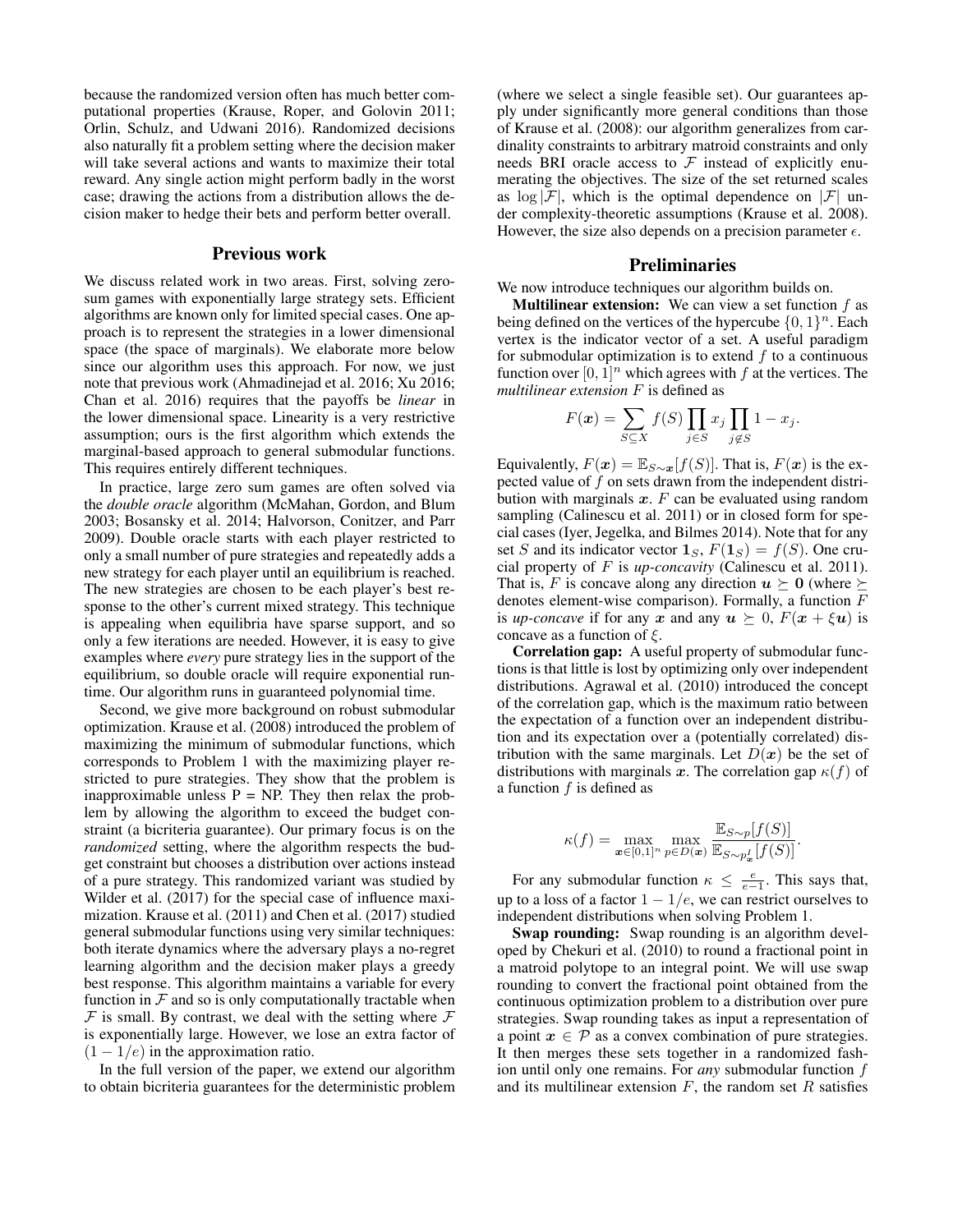because the randomized version often has much better computational properties (Krause, Roper, and Golovin 2011; Orlin, Schulz, and Udwani 2016). Randomized decisions also naturally fit a problem setting where the decision maker will take several actions and wants to maximize their total reward. Any single action might perform badly in the worst case; drawing the actions from a distribution allows the decision maker to hedge their bets and perform better overall.

## Previous work

We discuss related work in two areas. First, solving zero-sum games with exponentially large strategy sets. Efficient algorithms are known only for limited special cases. One approach is to represent the strategies in a lower dimensional space (the space of marginals). We elaborate more below since our algorithm uses this approach. For now, we just note that previous work (Ahmadinejad et al. 2016; Xu 2016; Chan et al. 2016) requires that the payoffs be *linear* in the lower dimensional space. Linearity is a very restrictive assumption; ours is the first algorithm which extends the marginal-based approach to general submodular functions. This requires entirely different techniques.

In practice, large zero sum games are often solved via the *double oracle* algorithm (McMahan, Gordon, and Blum 2003; Bosansky et al. 2014; Halvorson, Conitzer, and Parr 2009). Double oracle starts with each player restricted to only a small number of pure strategies and repeatedly adds a new strategy for each player until an equilibrium is reached. The new strategies are chosen to be each player's best response to the other's current mixed strategy. This technique is appealing when equilibria have sparse support, and so only a few iterations are needed. However, it is easy to give examples where *every* pure strategy lies in the support of the equilibrium, so double oracle will require exponential runtime. Our algorithm runs in guaranteed polynomial time.

Second, we give more background on robust submodular optimization. Krause et al. (2008) introduced the problem of maximizing the minimum of submodular functions, which corresponds to Problem 1 with the maximizing player restricted to pure strategies. They show that the problem is inapproximable unless P = NP. They then relax the problem by allowing the algorithm to exceed the budget constraint (a bicriteria guarantee). Our primary focus is on the *randomized* setting, where the algorithm respects the budget constraint but chooses a distribution over actions instead of a pure strategy. This randomized variant was studied by Wilder et al. (2017) for the special case of influence maximization. Krause et al. (2011) and Chen et al. (2017) studied general submodular functions using very similar techniques: both iterate dynamics where the adversary plays a no-regret learning algorithm and the decision maker plays a greedy best response. This algorithm maintains a variable for every function in $\mathcal{F}$ and so is only computationally tractable when $\mathcal{F}$ is small. By contrast, we deal with the setting where $\mathcal{F}$ is exponentially large. However, we lose an extra factor of $(1 - 1/e)$ in the approximation ratio.

In the full version of the paper, we extend our algorithm to obtain bicriteria guarantees for the deterministic problem (where we select a single feasible set). Our guarantees apply under significantly more general conditions than those of Krause et al. (2008): our algorithm generalizes from cardinality constraints to arbitrary matroid constraints and only needs BRI oracle access to $\mathcal{F}$ instead of explicitly enumerating the objectives. The size of the set returned scales as $\log |\mathcal{F}|$, which is the optimal dependence on $|\mathcal{F}|$ under complexity-theoretic assumptions (Krause et al. 2008). However, the size also depends on a precision parameter $\epsilon$.

## Preliminaries

We now introduce techniques our algorithm builds on.

**Multilinear extension:** We can view a set function $f$ as being defined on the vertices of the hypercube $\{0, 1\}^n$. Each vertex is the indicator vector of a set. A useful paradigm for submodular optimization is to extend $f$ to a continuous function over $[0, 1]^n$ which agrees with $f$ at the vertices. The *multilinear extension* $F$ is defined as

$$F(\boldsymbol{x}) = \sum_{S \subseteq X} f(S) \prod_{j \in S} x_j \prod_{j \notin S} 1 - x_j.$$

Equivalently, $F(\boldsymbol{x}) = \mathbb{E}_{S \sim \boldsymbol{x}}[f(S)]$. That is, $F(\boldsymbol{x})$ is the expected value of $f$ on sets drawn from the independent distribution with marginals $\boldsymbol{x}$. $F$ can be evaluated using random sampling (Calinescu et al. 2011) or in closed form for special cases (Iyer, Jegelka, and Bilmes 2014). Note that for any set $S$ and its indicator vector $\mathbf{1}_S$, $F(\mathbf{1}_S) = f(S)$. One crucial property of $F$ is *up-concavity* (Calinescu et al. 2011). That is, $F$ is concave along any direction $\boldsymbol{u} \succeq \mathbf{0}$ (where $\succeq$ denotes element-wise comparison). Formally, a function $F$ is *up-concave* if for any $\boldsymbol{x}$ and any $\boldsymbol{u} \succeq 0$, $F(\boldsymbol{x} + \xi \boldsymbol{u})$ is concave as a function of $\xi$.

**Correlation gap:** A useful property of submodular functions is that little is lost by optimizing only over independent distributions. Agrawal et al. (2010) introduced the concept of the correlation gap, which is the maximum ratio between the expectation of a function over an independent distribution and its expectation over a (potentially correlated) distribution with the same marginals. Let $D(\boldsymbol{x})$ be the set of distributions with marginals $\boldsymbol{x}$. The correlation gap $\kappa(f)$ of a function $f$ is defined as

$$\kappa(f) = \max_{\boldsymbol{x} \in [0,1]^n} \max_{p \in D(\boldsymbol{x})} \frac{\mathbb{E}_{S \sim p}[f(S)]}{\mathbb{E}_{S \sim p^I_{\boldsymbol{x}}}[f(S)]}.$$

For any submodular function $\kappa \leq \frac{e}{e-1}$. This says that, up to a loss of a factor $1 - 1/e$, we can restrict ourselves to independent distributions when solving Problem 1.

**Swap rounding:** Swap rounding is an algorithm developed by Chekuri et al. (2010) to round a fractional point in a matroid polytope to an integral point. We will use swap rounding to convert the fractional point obtained from the continuous optimization problem to a distribution over pure strategies. Swap rounding takes as input a representation of a point $\boldsymbol{x} \in \mathcal{P}$ as a convex combination of pure strategies. It then merges these sets together in a randomized fashion until only one remains. For *any* submodular function $f$ and its multilinear extension $F$, the random set $R$ satisfies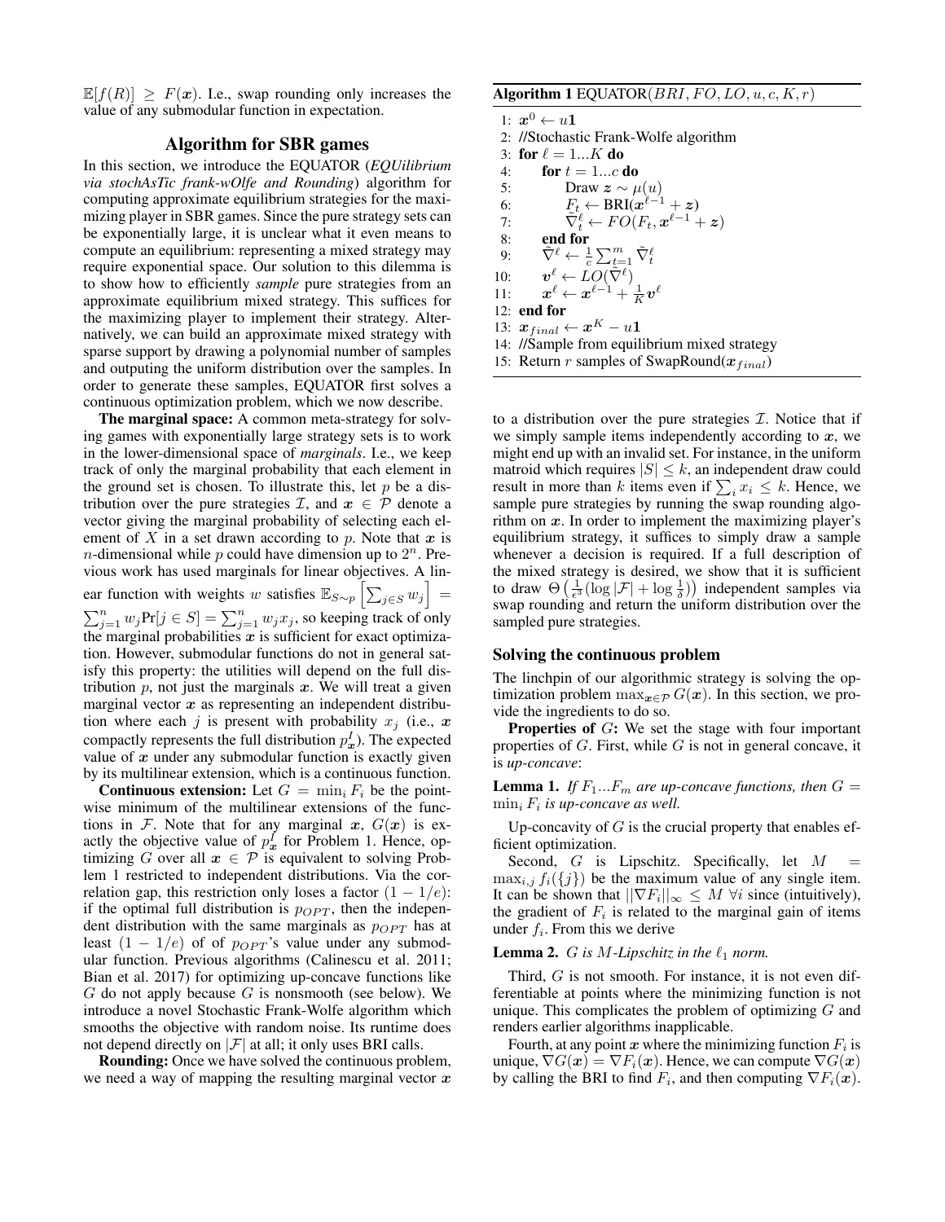$\mathbb{E}[f(R)] \geq F(\boldsymbol{x})$. I.e., swap rounding only increases the value of any submodular function in expectation.

## Algorithm for SBR games

In this section, we introduce the EQUATOR (*EQUilibrium via stochAsTic frank-wOlfe and Rounding*) algorithm for computing approximate equilibrium strategies for the maximizing player in SBR games. Since the pure strategy sets can be exponentially large, it is unclear what it even means to compute an equilibrium: representing a mixed strategy may require exponential space. Our solution to this dilemma is to show how to efficiently *sample* pure strategies from an approximate equilibrium mixed strategy. This suffices for the maximizing player to implement their strategy. Alternatively, we can build an approximate mixed strategy with sparse support by drawing a polynomial number of samples and outputting the uniform distribution over the samples. In order to generate these samples, EQUATOR first solves a continuous optimization problem, which we now describe.

**The marginal space:** A common meta-strategy for solving games with exponentially large strategy sets is to work in the lower-dimensional space of *marginals*. I.e., we keep track of only the marginal probability that each element in the ground set is chosen. To illustrate this, let $p$ be a distribution over the pure strategies $\mathcal{I}$, and $\boldsymbol{x} \in \mathcal{P}$ denote a vector giving the marginal probability of selecting each element of $X$ in a set drawn according to $p$. Note that $\boldsymbol{x}$ is $n$-dimensional while $p$ could have dimension up to $2^n$. Previous work has used marginals for linear objectives. A linear function with weights $w$ satisfies $\mathbb{E}_{S\sim p}\left[\sum_{j\in S} w_j\right] = \sum_{j=1}^n w_j \Pr[j \in S] = \sum_{j=1}^n w_j x_j$, so keeping track of only the marginal probabilities $\boldsymbol{x}$ is sufficient for exact optimization. However, submodular functions do not in general satisfy this property: the utilities will depend on the full distribution $p$, not just the marginals $\boldsymbol{x}$. We will treat a given marginal vector $\boldsymbol{x}$ as representing an independent distribution where each $j$ is present with probability $x_j$ (i.e., $\boldsymbol{x}$ compactly represents the full distribution $p_{\boldsymbol{x}}^I$). The expected value of $\boldsymbol{x}$ under any submodular function is exactly given by its multilinear extension, which is a continuous function.

**Continuous extension:** Let $G = \min_i F_i$ be the pointwise minimum of the multilinear extensions of the functions in $\mathcal{F}$. Note that for any marginal $\boldsymbol{x}$, $G(\boldsymbol{x})$ is exactly the objective value of $p_{\boldsymbol{x}}^I$ for Problem 1. Hence, optimizing $G$ over all $\boldsymbol{x} \in \mathcal{P}$ is equivalent to solving Problem 1 restricted to independent distributions. Via the correlation gap, this restriction only loses a factor $(1 - 1/e)$: if the optimal full distribution is $p_{OPT}$, then the independent distribution with the same marginals as $p_{OPT}$ has at least $(1 - 1/e)$ of of $p_{OPT}$'s value under any submodular function. Previous algorithms (Calinescu et al. 2011; Bian et al. 2017) for optimizing up-concave functions like $G$ do not apply because $G$ is nonsmooth (see below). We introduce a novel Stochastic Frank-Wolfe algorithm which smooths the objective with random noise. Its runtime does not depend directly on $|\mathcal{F}|$ at all; it only uses BRI calls.

**Rounding:** Once we have solved the continuous problem, we need a way of mapping the resulting marginal vector $\boldsymbol{x}$ to a distribution over the pure strategies $\mathcal{I}$. Notice that if we simply sample items independently according to $\boldsymbol{x}$, we might end up with an invalid set. For instance, in the uniform matroid which requires $|S| \leq k$, an independent draw could result in more than $k$ items even if $\sum_i x_i \leq k$. Hence, we sample pure strategies by running the swap rounding algorithm on $\boldsymbol{x}$. In order to implement the maximizing player's equilibrium strategy, it suffices to simply draw a sample whenever a decision is required. If a full description of the mixed strategy is desired, we show that it is sufficient to draw $\Theta\left(\frac{1}{\epsilon^3}(\log|\mathcal{F}| + \log\frac{1}{\delta})\right)$ independent samples via swap rounding and return the uniform distribution over the sampled pure strategies.

**Algorithm 1** EQUATOR($BRI, FO, LO, u, c, K, r$)

```
1:  x^0 ← u1
2:  //Stochastic Frank-Wolfe algorithm
3:  for ℓ = 1...K do
4:      for t = 1...c do
5:          Draw z ~ μ(u)
6:          F_t ← BRI(x^{ℓ-1} + z)
7:          ∇̃_t^ℓ ← FO(F_t, x^{ℓ-1} + z)
8:      end for
9:      ∇̃^ℓ ← (1/c) Σ_{t=1}^{m} ∇̃_t^ℓ
10:     v^ℓ ← LO(∇̃^ℓ)
11:     x^ℓ ← x^{ℓ-1} + (1/K) v^ℓ
12: end for
13: x_final ← x^K − u1
14: //Sample from equilibrium mixed strategy
15: Return r samples of SwapRound(x_final)
```

### Solving the continuous problem

The linchpin of our algorithmic strategy is solving the optimization problem $\max_{\boldsymbol{x}\in\mathcal{P}} G(\boldsymbol{x})$. In this section, we provide the ingredients to do so.

**Properties of $G$:** We set the stage with four important properties of $G$. First, while $G$ is not in general concave, it is *up-concave*:

**Lemma 1.** *If $F_1 ... F_m$ are up-concave functions, then $G = \min_i F_i$ is up-concave as well.*

Up-concavity of $G$ is the crucial property that enables efficient optimization.

Second, $G$ is Lipschitz. Specifically, let $M = \max_{i,j} f_i(\{j\})$ be the maximum value of any single item. It can be shown that $||\nabla F_i||_\infty \leq M \;\forall i$ since (intuitively), the gradient of $F_i$ is related to the marginal gain of items under $f_i$. From this we derive

**Lemma 2.** *$G$ is $M$-Lipschitz in the $\ell_1$ norm.*

Third, $G$ is not smooth. For instance, it is not even differentiable at points where the minimizing function is not unique. This complicates the problem of optimizing $G$ and renders earlier algorithms inapplicable.

Fourth, at any point $\boldsymbol{x}$ where the minimizing function $F_i$ is unique, $\nabla G(\boldsymbol{x}) = \nabla F_i(\boldsymbol{x})$. Hence, we can compute $\nabla G(\boldsymbol{x})$ by calling the BRI to find $F_i$, and then computing $\nabla F_i(\boldsymbol{x})$.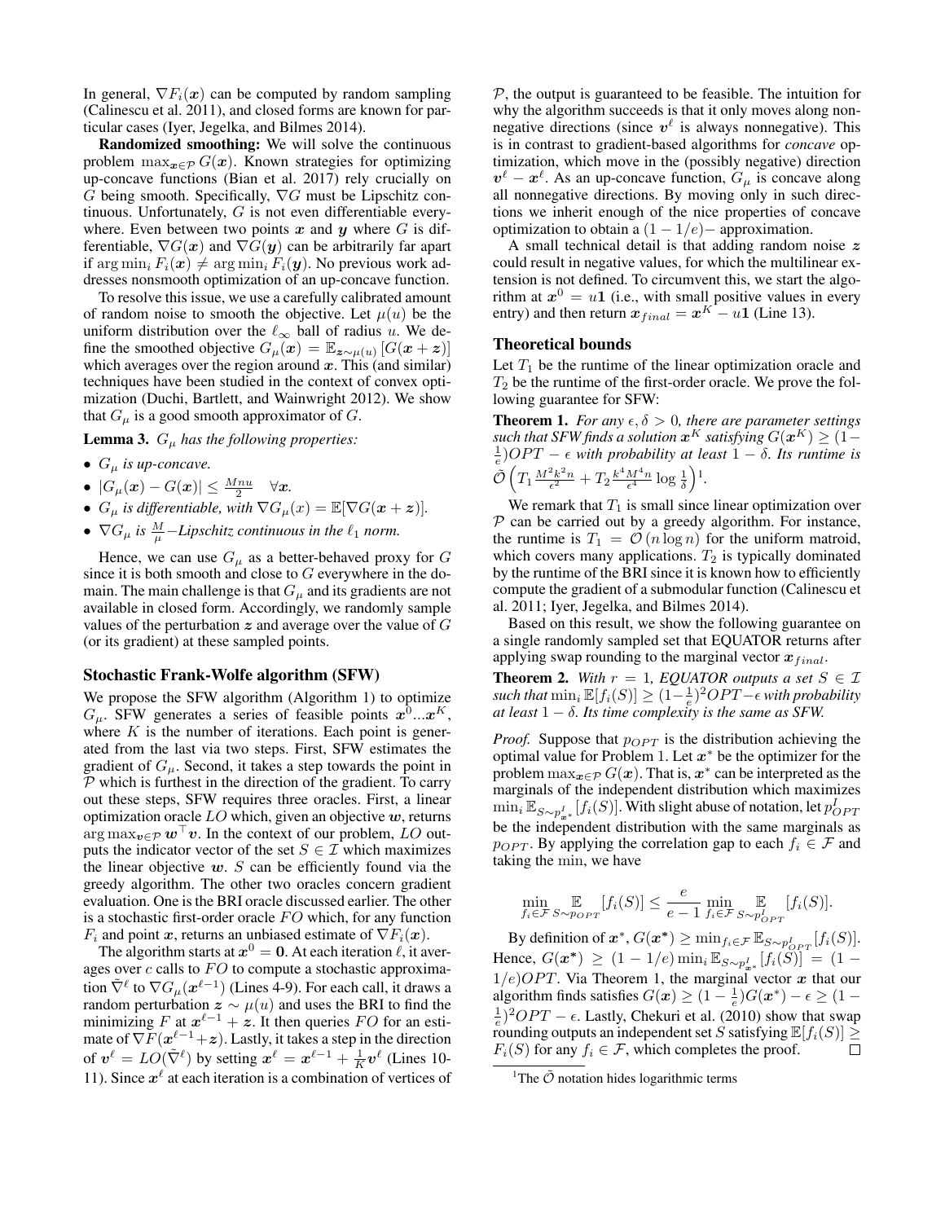In general, $\nabla F_i(\boldsymbol{x})$ can be computed by random sampling (Calinescu et al. 2011), and closed forms are known for particular cases (Iyer, Jegelka, and Bilmes 2014).

**Randomized smoothing:** We will solve the continuous problem $\max_{\boldsymbol{x}\in\mathcal{P}} G(\boldsymbol{x})$. Known strategies for optimizing up-concave functions (Bian et al. 2017) rely crucially on $G$ being smooth. Specifically, $\nabla G$ must be Lipschitz continuous. Unfortunately, $G$ is not even differentiable everywhere. Even between two points $\boldsymbol{x}$ and $\boldsymbol{y}$ where $G$ is differentiable, $\nabla G(\boldsymbol{x})$ and $\nabla G(\boldsymbol{y})$ can be arbitrarily far apart if $\arg\min_i F_i(\boldsymbol{x}) \neq \arg\min_i F_i(\boldsymbol{y})$. No previous work addresses nonsmooth optimization of an up-concave function.

To resolve this issue, we use a carefully calibrated amount of random noise to smooth the objective. Let $\mu(u)$ be the uniform distribution over the $\ell_\infty$ ball of radius $u$. We define the smoothed objective $G_\mu(\boldsymbol{x}) = \mathbb{E}_{\boldsymbol{z}\sim\mu(u)}\left[G(\boldsymbol{x}+\boldsymbol{z})\right]$ which averages over the region around $\boldsymbol{x}$. This (and similar) techniques have been studied in the context of convex optimization (Duchi, Bartlett, and Wainwright 2012). We show that $G_\mu$ is a good smooth approximator of $G$.

**Lemma 3.** *$G_\mu$ has the following properties:*

- *$G_\mu$ is up-concave.*
- $|G_\mu(\boldsymbol{x}) - G(\boldsymbol{x})| \leq \frac{Mnu}{2} \quad \forall \boldsymbol{x}$.
- *$G_\mu$ is differentiable, with $\nabla G_\mu(x) = \mathbb{E}[\nabla G(\boldsymbol{x}+\boldsymbol{z})]$.*
- *$\nabla G_\mu$ is $\frac{M}{\mu}$–Lipschitz continuous in the $\ell_1$ norm.*

Hence, we can use $G_\mu$ as a better-behaved proxy for $G$ since it is both smooth and close to $G$ everywhere in the domain. The main challenge is that $G_\mu$ and its gradients are not available in closed form. Accordingly, we randomly sample values of the perturbation $\boldsymbol{z}$ and average over the value of $G$ (or its gradient) at these sampled points.

## Stochastic Frank-Wolfe algorithm (SFW)

We propose the SFW algorithm (Algorithm 1) to optimize $G_\mu$. SFW generates a series of feasible points $\boldsymbol{x}^0 ... \boldsymbol{x}^K$, where $K$ is the number of iterations. Each point is generated from the last via two steps. First, SFW estimates the gradient of $G_\mu$. Second, it takes a step towards the point in $\mathcal{P}$ which is furthest in the direction of the gradient. To carry out these steps, SFW requires three oracles. First, a linear optimization oracle $LO$ which, given an objective $\boldsymbol{w}$, returns $\arg\max_{\boldsymbol{v}\in\mathcal{P}} \boldsymbol{w}^\top \boldsymbol{v}$. In the context of our problem, $LO$ outputs the indicator vector of the set $S \in \mathcal{I}$ which maximizes the linear objective $\boldsymbol{w}$. $S$ can be efficiently found via the greedy algorithm. The other two oracles concern gradient evaluation. One is the BRI oracle discussed earlier. The other is a stochastic first-order oracle $FO$ which, for any function $F_i$ and point $\boldsymbol{x}$, returns an unbiased estimate of $\nabla F_i(\boldsymbol{x})$.

The algorithm starts at $\boldsymbol{x}^0 = \boldsymbol{0}$. At each iteration $\ell$, it averages over $c$ calls to $FO$ to compute a stochastic approximation $\tilde{\nabla}^\ell$ to $\nabla G_\mu(\boldsymbol{x}^{\ell-1})$ (Lines 4-9). For each call, it draws a random perturbation $\boldsymbol{z}\sim\mu(u)$ and uses the BRI to find the minimizing $F$ at $\boldsymbol{x}^{\ell-1}+\boldsymbol{z}$. It then queries $FO$ for an estimate of $\nabla F(\boldsymbol{x}^{\ell-1}+\boldsymbol{z})$. Lastly, it takes a step in the direction of $\boldsymbol{v}^\ell = LO(\tilde{\nabla}^\ell)$ by setting $\boldsymbol{x}^\ell = \boldsymbol{x}^{\ell-1} + \frac{1}{K}\boldsymbol{v}^\ell$ (Lines 10-11). Since $\boldsymbol{x}^\ell$ at each iteration is a combination of vertices of $\mathcal{P}$, the output is guaranteed to be feasible. The intuition for why the algorithm succeeds is that it only moves along nonnegative directions (since $\boldsymbol{v}^\ell$ is always nonnegative). This is in contrast to gradient-based algorithms for *concave* optimization, which move in the (possibly negative) direction $\boldsymbol{v}^\ell - \boldsymbol{x}^\ell$. As an up-concave function, $G_\mu$ is concave along all nonnegative directions. By moving only in such directions we inherit enough of the nice properties of concave optimization to obtain a $(1-1/e)-$ approximation.

A small technical detail is that adding random noise $\boldsymbol{z}$ could result in negative values, for which the multilinear extension is not defined. To circumvent this, we start the algorithm at $\boldsymbol{x}^0 = u\boldsymbol{1}$ (i.e., with small positive values in every entry) and then return $\boldsymbol{x}_{final} = \boldsymbol{x}^K - u\boldsymbol{1}$ (Line 13).

## Theoretical bounds

Let $T_1$ be the runtime of the linear optimization oracle and $T_2$ be the runtime of the first-order oracle. We prove the following guarantee for SFW:

**Theorem 1.** *For any $\epsilon, \delta > 0$, there are parameter settings such that SFW finds a solution $\boldsymbol{x}^K$ satisfying $G(\boldsymbol{x}^K) \geq (1-\frac{1}{e})OPT - \epsilon$ with probability at least $1-\delta$. Its runtime is $\tilde{\mathcal{O}}\left(T_1 \frac{M^2k^2n}{\epsilon^2} + T_2 \frac{k^4M^4n}{\epsilon^4}\log\frac{1}{\delta}\right)$*[1]*.*

We remark that $T_1$ is small since linear optimization over $\mathcal{P}$ can be carried out by a greedy algorithm. For instance, the runtime is $T_1 = \mathcal{O}(n\log n)$ for the uniform matroid, which covers many applications. $T_2$ is typically dominated by the runtime of the BRI since it is known how to efficiently compute the gradient of a submodular function (Calinescu et al. 2011; Iyer, Jegelka, and Bilmes 2014).

Based on this result, we show the following guarantee on a single randomly sampled set that EQUATOR returns after applying swap rounding to the marginal vector $\boldsymbol{x}_{final}$.

**Theorem 2.** *With $r=1$, EQUATOR outputs a set $S \in \mathcal{I}$ such that $\min_i \mathbb{E}[f_i(S)] \geq (1-\frac{1}{e})^2 OPT - \epsilon$ with probability at least $1-\delta$. Its time complexity is the same as SFW.*

*Proof.* Suppose that $p_{OPT}$ is the distribution achieving the optimal value for Problem 1. Let $\boldsymbol{x}^*$ be the optimizer for the problem $\max_{\boldsymbol{x}\in\mathcal{P}} G(\boldsymbol{x})$. That is, $\boldsymbol{x}^*$ can be interpreted as the marginals of the independent distribution which maximizes $\min_i \mathbb{E}_{S\sim p^I_{\boldsymbol{x}^*}}[f_i(S)]$. With slight abuse of notation, let $p^I_{OPT}$ be the independent distribution with the same marginals as $p_{OPT}$. By applying the correlation gap to each $f_i \in \mathcal{F}$ and taking the min, we have

$$\min_{f_i\in\mathcal{F}} \mathop{\mathbb{E}}_{S\sim p_{OPT}}[f_i(S)] \leq \frac{e}{e-1} \min_{f_i\in\mathcal{F}} \mathop{\mathbb{E}}_{S\sim p^I_{OPT}}[f_i(S)].$$

By definition of $\boldsymbol{x}^*$, $G(\boldsymbol{x}^*) \geq \min_{f_i\in\mathcal{F}} \mathbb{E}_{S\sim p^I_{OPT}}[f_i(S)]$. Hence, $G(\boldsymbol{x}^*) \geq (1-1/e)\min_i \mathbb{E}_{S\sim p^I_{\boldsymbol{x}^*}}[f_i(S)] = (1-1/e)OPT$. Via Theorem 1, the marginal vector $\boldsymbol{x}$ that our algorithm finds satisfies $G(\boldsymbol{x}) \geq (1-\frac{1}{e})G(\boldsymbol{x}^*) - \epsilon \geq (1-\frac{1}{e})^2 OPT - \epsilon$. Lastly, Chekuri et al. (2010) show that swap rounding outputs an independent set $S$ satisfying $\mathbb{E}[f_i(S)] \geq F_i(S)$ for any $f_i \in \mathcal{F}$, which completes the proof. $\square$

[1] The $\tilde{\mathcal{O}}$ notation hides logarithmic terms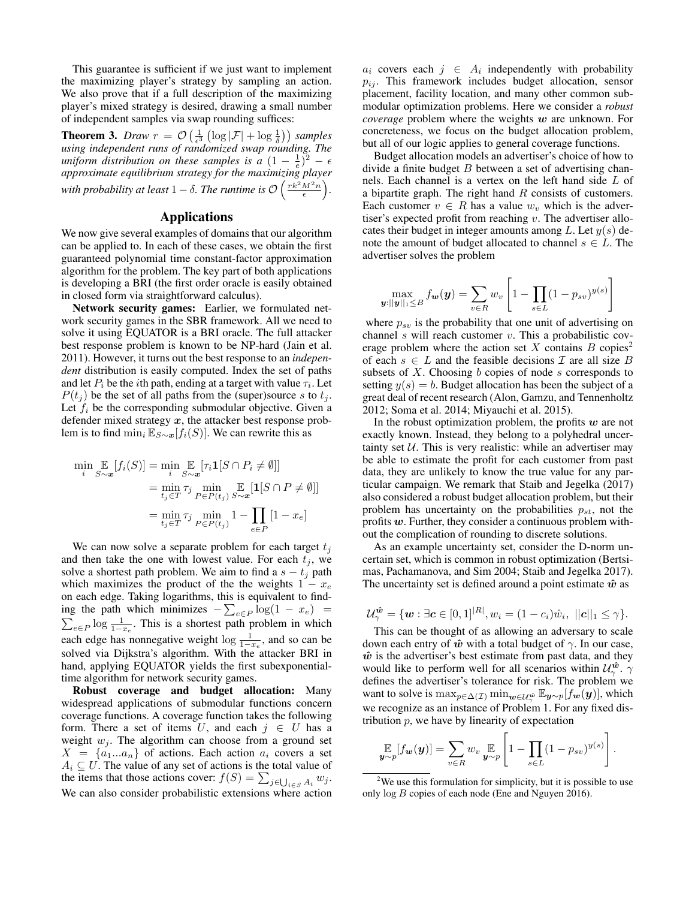This guarantee is sufficient if we just want to implement the maximizing player's strategy by sampling an action. We also prove that if a full description of the maximizing player's mixed strategy is desired, drawing a small number of independent samples via swap rounding suffices:

**Theorem 3.** *Draw $r = \mathcal{O}\left(\frac{1}{\epsilon^3}\left(\log|\mathcal{F}| + \log\frac{1}{\delta}\right)\right)$ samples using independent runs of randomized swap rounding. The uniform distribution on these samples is a $(1-\frac{1}{e})^2 - \epsilon$ approximate equilibrium strategy for the maximizing player with probability at least $1-\delta$. The runtime is $\mathcal{O}\left(\frac{rk^2M^2n}{\epsilon}\right)$.*

## Applications

We now give several examples of domains that our algorithm can be applied to. In each of these cases, we obtain the first guaranteed polynomial time constant-factor approximation algorithm for the problem. The key part of both applications is developing a BRI (the first order oracle is easily obtained in closed form via straightforward calculus).

**Network security games:** Earlier, we formulated network security games in the SBR framework. All we need to solve it using EQUATOR is a BRI oracle. The full attacker best response problem is known to be NP-hard (Jain et al. 2011). However, it turns out the best response to an *independent* distribution is easily computed. Index the set of paths and let $P_i$ be the $i$th path, ending at a target with value $\tau_i$. Let $P(t_j)$ be the set of all paths from the (super)source $s$ to $t_j$. Let $f_i$ be the corresponding submodular objective. Given a defender mixed strategy $\boldsymbol{x}$, the attacker best response problem is to find $\min_i \mathbb{E}_{S\sim\boldsymbol{x}}[f_i(S)]$. We can rewrite this as

$$
\begin{aligned}
\min_i \mathop{\mathbb{E}}_{S\sim\boldsymbol{x}}[f_i(S)] &= \min_i \mathop{\mathbb{E}}_{S\sim\boldsymbol{x}}[\tau_i \mathbf{1}[S\cap P_i \neq \emptyset]] \\
&= \min_{t_j\in T} \tau_j \min_{P\in P(t_j)} \mathop{\mathbb{E}}_{S\sim\boldsymbol{x}}[\mathbf{1}[S\cap P\neq\emptyset]] \\
&= \min_{t_j\in T} \tau_j \min_{P\in P(t_j)} 1 - \prod_{e\in P}[1-x_e]
\end{aligned}
$$

We can now solve a separate problem for each target $t_j$ and then take the one with lowest value. For each $t_j$, we solve a shortest path problem. We aim to find a $s-t_j$ path which maximizes the product of the the weights $1-x_e$ on each edge. Taking logarithms, this is equivalent to finding the path which minimizes $-\sum_{e\in P}\log(1-x_e) = \sum_{e\in P}\log\frac{1}{1-x_e}$. This is a shortest path problem in which each edge has nonnegative weight $\log\frac{1}{1-x_e}$, and so can be solved via Dijkstra's algorithm. With the attacker BRI in hand, applying EQUATOR yields the first subexponential-time algorithm for network security games.

**Robust coverage and budget allocation:** Many widespread applications of submodular functions concern coverage functions. A coverage function takes the following form. There a set of items $U$, and each $j \in U$ has a weight $w_j$. The algorithm can choose from a ground set $X = \{a_1...a_n\}$ of actions. Each action $a_i$ covers a set $A_i \subseteq U$. The value of any set of actions is the total value of the items that those actions cover: $f(S) = \sum_{j\in\bigcup_{i\in S}A_i} w_j$. We can also consider probabilistic extensions where action $a_i$ covers each $j \in A_i$ independently with probability $p_{ij}$. This framework includes budget allocation, sensor placement, facility location, and many other common submodular optimization problems. Here we consider a *robust coverage* problem where the weights $\boldsymbol{w}$ are unknown. For concreteness, we focus on the budget allocation problem, but all of our logic applies to general coverage functions.

Budget allocation models an advertiser's choice of how to divide a finite budget $B$ between a set of advertising channels. Each channel is a vertex on the left hand side $L$ of a bipartite graph. The right hand $R$ consists of customers. Each customer $v \in R$ has a value $w_v$ which is the advertiser's expected profit from reaching $v$. The advertiser allocates their budget in integer amounts among $L$. Let $y(s)$ denote the amount of budget allocated to channel $s \in L$. The advertiser solves the problem

$$
\max_{\boldsymbol{y}:||\boldsymbol{y}||_1\leq B} f_{\boldsymbol{w}}(\boldsymbol{y}) = \sum_{v\in R} w_v\left[1-\prod_{s\in L}(1-p_{sv})^{y(s)}\right]
$$

where $p_{sv}$ is the probability that one unit of advertising on channel $s$ will reach customer $v$. This a probabilistic coverage problem where the action set $X$ contains $B$ copies[2] of each $s \in L$ and the feasible decisions $\mathcal{I}$ are all size $B$ subsets of $X$. Choosing $b$ copies of node $s$ corresponds to setting $y(s) = b$. Budget allocation has been the subject of a great deal of recent research (Alon, Gamzu, and Tennenholtz 2012; Soma et al. 2014; Miyauchi et al. 2015).

In the robust optimization problem, the profits $\boldsymbol{w}$ are not exactly known. Instead, they belong to a polyhedral uncertainty set $\mathcal{U}$. This is very realistic: while an advertiser may be able to estimate the profit for each customer from past data, they are unlikely to know the true value for any particular campaign. We remark that Staib and Jegelka (2017) also considered a robust budget allocation problem, but their problem has uncertainty on the probabilities $p_{st}$, not the profits $\boldsymbol{w}$. Further, they consider a continuous problem without the complication of rounding to discrete solutions.

As an example uncertainty set, consider the D-norm uncertain set, which is common in robust optimization (Bertsimas, Pachamanova, and Sim 2004; Staib and Jegelka 2017). The uncertainty set is defined around a point estimate $\hat{\boldsymbol{w}}$ as

$$
\mathcal{U}_\gamma^{\hat{\boldsymbol{w}}} = \{\boldsymbol{w} : \exists \boldsymbol{c}\in[0,1]^{|R|}, w_i = (1-c_i)\hat{w}_i,\ ||\boldsymbol{c}||_1 \leq \gamma\}.
$$

This can be thought of as allowing an adversary to scale down each entry of $\hat{\boldsymbol{w}}$ with a total budget of $\gamma$. In our case, $\hat{\boldsymbol{w}}$ is the advertiser's best estimate from past data, and they would like to perform well for all scenarios within $\mathcal{U}_\gamma^{\hat{\boldsymbol{w}}}$. $\gamma$ defines the advertiser's tolerance for risk. The problem we want to solve is $\max_{p\in\Delta(\mathcal{I})}\min_{\boldsymbol{w}\in\mathcal{U}_\gamma^{\hat{\boldsymbol{w}}}}\mathbb{E}_{\boldsymbol{y}\sim p}[f_{\boldsymbol{w}}(\boldsymbol{y})]$, which we recognize as an instance of Problem 1. For any fixed distribution $p$, we have by linearity of expectation

$$
\mathop{\mathbb{E}}_{\boldsymbol{y}\sim p}[f_{\boldsymbol{w}}(\boldsymbol{y})] = \sum_{v\in R} w_v \mathop{\mathbb{E}}_{\boldsymbol{y}\sim p}\left[1-\prod_{s\in L}(1-p_{sv})^{y(s)}\right].
$$

[2] We use this formulation for simplicity, but it is possible to use only $\log B$ copies of each node (Ene and Nguyen 2016).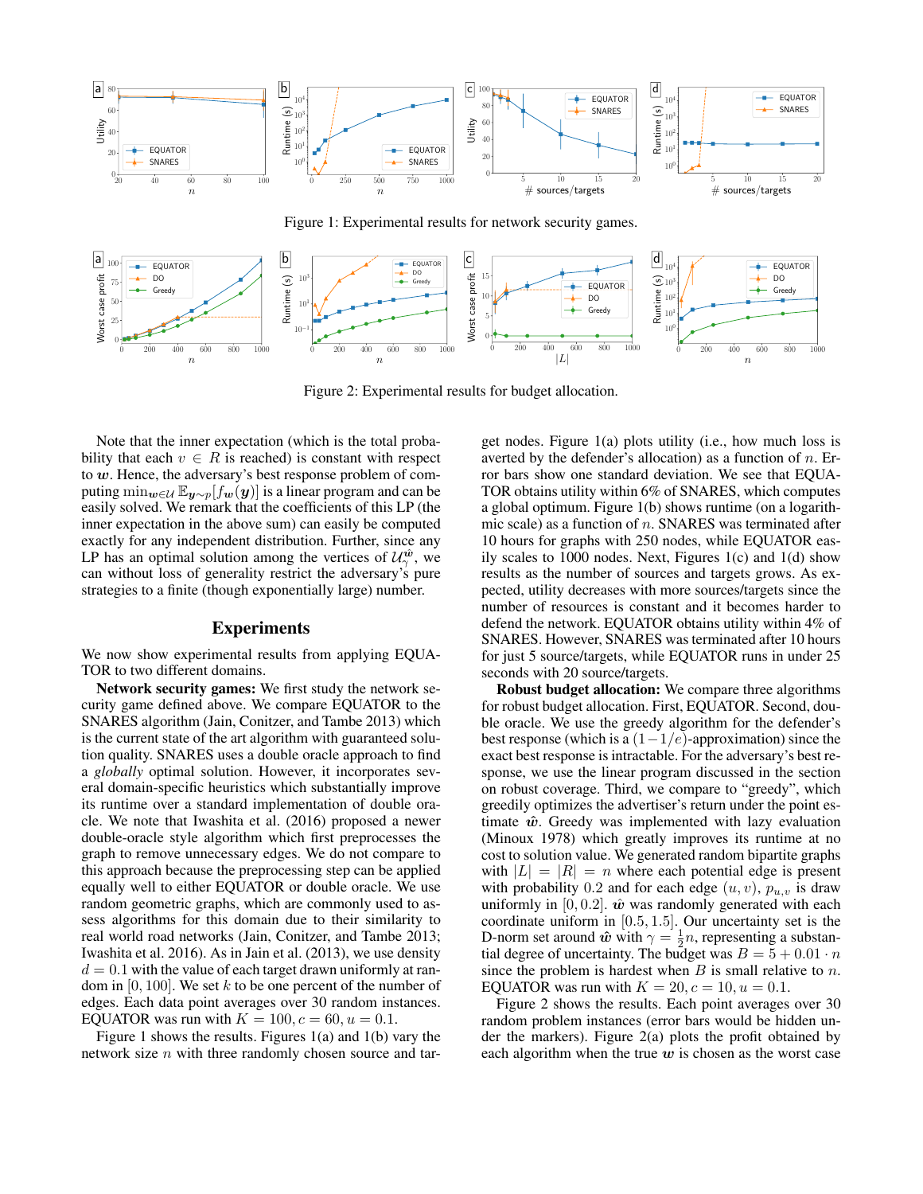Figure 1: Experimental results for network security games.

Figure 2: Experimental results for budget allocation.

Note that the inner expectation (which is the total probability that each $v \in R$ is reached) is constant with respect to $\boldsymbol{w}$. Hence, the adversary's best response problem of computing $\min_{\boldsymbol{w} \in \mathcal{U}} \mathbb{E}_{\boldsymbol{y} \sim p}[f_{\boldsymbol{w}}(\boldsymbol{y})]$ is a linear program and can be easily solved. We remark that the coefficients of this LP (the inner expectation in the above sum) can easily be computed exactly for any independent distribution. Further, since any LP has an optimal solution among the vertices of $\mathcal{U}_\gamma^{\hat{\boldsymbol{w}}}$, we can without loss of generality restrict the adversary's pure strategies to a finite (though exponentially large) number.

## Experiments

We now show experimental results from applying EQUATOR to two different domains.

**Network security games:** We first study the network security game defined above. We compare EQUATOR to the SNARES algorithm (Jain, Conitzer, and Tambe 2013) which is the current state of the art algorithm with guaranteed solution quality. SNARES uses a double oracle approach to find a *globally* optimal solution. However, it incorporates several domain-specific heuristics which substantially improve its runtime over a standard implementation of double oracle. We note that Iwashita et al. (2016) proposed a newer double-oracle style algorithm which first preprocesses the graph to remove unnecessary edges. We do not compare to this approach because the preprocessing step can be applied equally well to either EQUATOR or double oracle. We use random geometric graphs, which are commonly used to assess algorithms for this domain due to their similarity to real world road networks (Jain, Conitzer, and Tambe 2013; Iwashita et al. 2016). As in Jain et al. (2013), we use density $d = 0.1$ with the value of each target drawn uniformly at random in $[0, 100]$. We set $k$ to be one percent of the number of edges. Each data point averages over 30 random instances. EQUATOR was run with $K = 100, c = 60, u = 0.1$.

Figure 1 shows the results. Figures 1(a) and 1(b) vary the network size $n$ with three randomly chosen source and target nodes. Figure 1(a) plots utility (i.e., how much loss is averted by the defender's allocation) as a function of $n$. Error bars show one standard deviation. We see that EQUATOR obtains utility within 6% of SNARES, which computes a global optimum. Figure 1(b) shows runtime (on a logarithmic scale) as a function of $n$. SNARES was terminated after 10 hours for graphs with 250 nodes, while EQUATOR easily scales to 1000 nodes. Next, Figures 1(c) and 1(d) show results as the number of sources and targets grows. As expected, utility decreases with more sources/targets since the number of resources is constant and it becomes harder to defend the network. EQUATOR obtains utility within 4% of SNARES. However, SNARES was terminated after 10 hours for just 5 source/targets, while EQUATOR runs in under 25 seconds with 20 source/targets.

**Robust budget allocation:** We compare three algorithms for robust budget allocation. First, EQUATOR. Second, double oracle. We use the greedy algorithm for the defender's best response (which is a $(1-1/e)$-approximation) since the exact best response is intractable. For the adversary's best response, we use the linear program discussed in the section on robust coverage. Third, we compare to "greedy", which greedily optimizes the advertiser's return under the point estimate $\hat{\boldsymbol{w}}$. Greedy was implemented with lazy evaluation (Minoux 1978) which greatly improves its runtime at no cost to solution value. We generated random bipartite graphs with $|L| = |R| = n$ where each potential edge is present with probability 0.2 and for each edge $(u, v)$, $p_{u,v}$ is draw uniformly in $[0, 0.2]$. $\hat{\boldsymbol{w}}$ was randomly generated with each coordinate uniform in $[0.5, 1.5]$. Our uncertainty set is the D-norm set around $\hat{\boldsymbol{w}}$ with $\gamma = \frac{1}{2}n$, representing a substantial degree of uncertainty. The budget was $B = 5 + 0.01 \cdot n$ since the problem is hardest when $B$ is small relative to $n$. EQUATOR was run with $K = 20, c = 10, u = 0.1$.

Figure 2 shows the results. Each point averages over 30 random problem instances (error bars would be hidden under the markers). Figure 2(a) plots the profit obtained by each algorithm when the true $\boldsymbol{w}$ is chosen as the worst case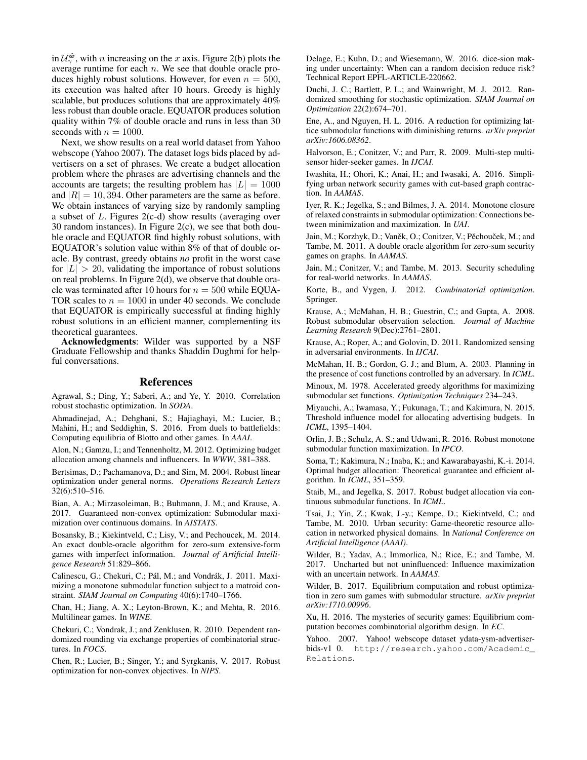in $\mathcal{U}_\gamma^{\hat{w}}$, with $n$ increasing on the $x$ axis. Figure 2(b) plots the average runtime for each $n$. We see that double oracle produces highly robust solutions. However, for even $n = 500$, its execution was halted after 10 hours. Greedy is highly scalable, but produces solutions that are approximately 40% less robust than double oracle. EQUATOR produces solution quality within 7% of double oracle and runs in less than 30 seconds with $n = 1000$.

Next, we show results on a real world dataset from Yahoo webscope (Yahoo 2007). The dataset logs bids placed by advertisers on a set of phrases. We create a budget allocation problem where the phrases are advertising channels and the accounts are targets; the resulting problem has $|L| = 1000$ and $|R| = 10,394$. Other parameters are the same as before. We obtain instances of varying size by randomly sampling a subset of $L$. Figures 2(c-d) show results (averaging over 30 random instances). In Figure 2(c), we see that both double oracle and EQUATOR find highly robust solutions, with EQUATOR's solution value within 8% of that of double oracle. By contrast, greedy obtains *no* profit in the worst case for $|L| > 20$, validating the importance of robust solutions on real problems. In Figure 2(d), we observe that double oracle was terminated after 10 hours for $n = 500$ while EQUATOR scales to $n = 1000$ in under 40 seconds. We conclude that EQUATOR is empirically successful at finding highly robust solutions in an efficient manner, complementing its theoretical guarantees.

**Acknowledgments**: Wilder was supported by a NSF Graduate Fellowship and thanks Shaddin Dughmi for helpful conversations.

## References

Agrawal, S.; Ding, Y.; Saberi, A.; and Ye, Y. 2010. Correlation robust stochastic optimization. In *SODA*.

Ahmadinejad, A.; Dehghani, S.; Hajiaghayi, M.; Lucier, B.; Mahini, H.; and Seddighin, S. 2016. From duels to battlefields: Computing equilibria of Blotto and other games. In *AAAI*.

Alon, N.; Gamzu, I.; and Tennenholtz, M. 2012. Optimizing budget allocation among channels and influencers. In *WWW*, 381–388.

Bertsimas, D.; Pachamanova, D.; and Sim, M. 2004. Robust linear optimization under general norms. *Operations Research Letters* 32(6):510–516.

Bian, A. A.; Mirzasoleiman, B.; Buhmann, J. M.; and Krause, A. 2017. Guaranteed non-convex optimization: Submodular maximization over continuous domains. In *AISTATS*.

Bosansky, B.; Kiekintveld, C.; Lisy, V.; and Pechoucek, M. 2014. An exact double-oracle algorithm for zero-sum extensive-form games with imperfect information. *Journal of Artificial Intelligence Research* 51:829–866.

Calinescu, G.; Chekuri, C.; Pál, M.; and Vondrák, J. 2011. Maximizing a monotone submodular function subject to a matroid constraint. *SIAM Journal on Computing* 40(6):1740–1766.

Chan, H.; Jiang, A. X.; Leyton-Brown, K.; and Mehta, R. 2016. Multilinear games. In *WINE*.

Chekuri, C.; Vondrak, J.; and Zenklusen, R. 2010. Dependent randomized rounding via exchange properties of combinatorial structures. In *FOCS*.

Chen, R.; Lucier, B.; Singer, Y.; and Syrgkanis, V. 2017. Robust optimization for non-convex objectives. In *NIPS*.

Delage, E.; Kuhn, D.; and Wiesemann, W. 2016. dice-sion making under uncertainty: When can a random decision reduce risk? Technical Report EPFL-ARTICLE-220662.

Duchi, J. C.; Bartlett, P. L.; and Wainwright, M. J. 2012. Randomized smoothing for stochastic optimization. *SIAM Journal on Optimization* 22(2):674–701.

Ene, A., and Nguyen, H. L. 2016. A reduction for optimizing lattice submodular functions with diminishing returns. *arXiv preprint arXiv:1606.08362*.

Halvorson, E.; Conitzer, V.; and Parr, R. 2009. Multi-step multi-sensor hider-seeker games. In *IJCAI*.

Iwashita, H.; Ohori, K.; Anai, H.; and Iwasaki, A. 2016. Simplifying urban network security games with cut-based graph contraction. In *AAMAS*.

Iyer, R. K.; Jegelka, S.; and Bilmes, J. A. 2014. Monotone closure of relaxed constraints in submodular optimization: Connections between minimization and maximization. In *UAI*.

Jain, M.; Korzhyk, D.; Vaněk, O.; Conitzer, V.; Pěchouček, M.; and Tambe, M. 2011. A double oracle algorithm for zero-sum security games on graphs. In *AAMAS*.

Jain, M.; Conitzer, V.; and Tambe, M. 2013. Security scheduling for real-world networks. In *AAMAS*.

Korte, B., and Vygen, J. 2012. *Combinatorial optimization*. Springer.

Krause, A.; McMahan, H. B.; Guestrin, C.; and Gupta, A. 2008. Robust submodular observation selection. *Journal of Machine Learning Research* 9(Dec):2761–2801.

Krause, A.; Roper, A.; and Golovin, D. 2011. Randomized sensing in adversarial environments. In *IJCAI*.

McMahan, H. B.; Gordon, G. J.; and Blum, A. 2003. Planning in the presence of cost functions controlled by an adversary. In *ICML*.

Minoux, M. 1978. Accelerated greedy algorithms for maximizing submodular set functions. *Optimization Techniques* 234–243.

Miyauchi, A.; Iwamasa, Y.; Fukunaga, T.; and Kakimura, N. 2015. Threshold influence model for allocating advertising budgets. In *ICML*, 1395–1404.

Orlin, J. B.; Schulz, A. S.; and Udwani, R. 2016. Robust monotone submodular function maximization. In *IPCO*.

Soma, T.; Kakimura, N.; Inaba, K.; and Kawarabayashi, K.-i. 2014. Optimal budget allocation: Theoretical guarantee and efficient algorithm. In *ICML*, 351–359.

Staib, M., and Jegelka, S. 2017. Robust budget allocation via continuous submodular functions. In *ICML*.

Tsai, J.; Yin, Z.; Kwak, J.-y.; Kempe, D.; Kiekintveld, C.; and Tambe, M. 2010. Urban security: Game-theoretic resource allocation in networked physical domains. In *National Conference on Artificial Intelligence (AAAI)*.

Wilder, B.; Yadav, A.; Immorlica, N.; Rice, E.; and Tambe, M. 2017. Uncharted but not uninfluenced: Influence maximization with an uncertain network. In *AAMAS*.

Wilder, B. 2017. Equilibrium computation and robust optimization in zero sum games with submodular structure. *arXiv preprint arXiv:1710.00996*.

Xu, H. 2016. The mysteries of security games: Equilibrium computation becomes combinatorial algorithm design. In *EC*.

Yahoo. 2007. Yahoo! webscope dataset ydata-ysm-advertiser-bids-v1 0. http://research.yahoo.com/Academic_Relations.